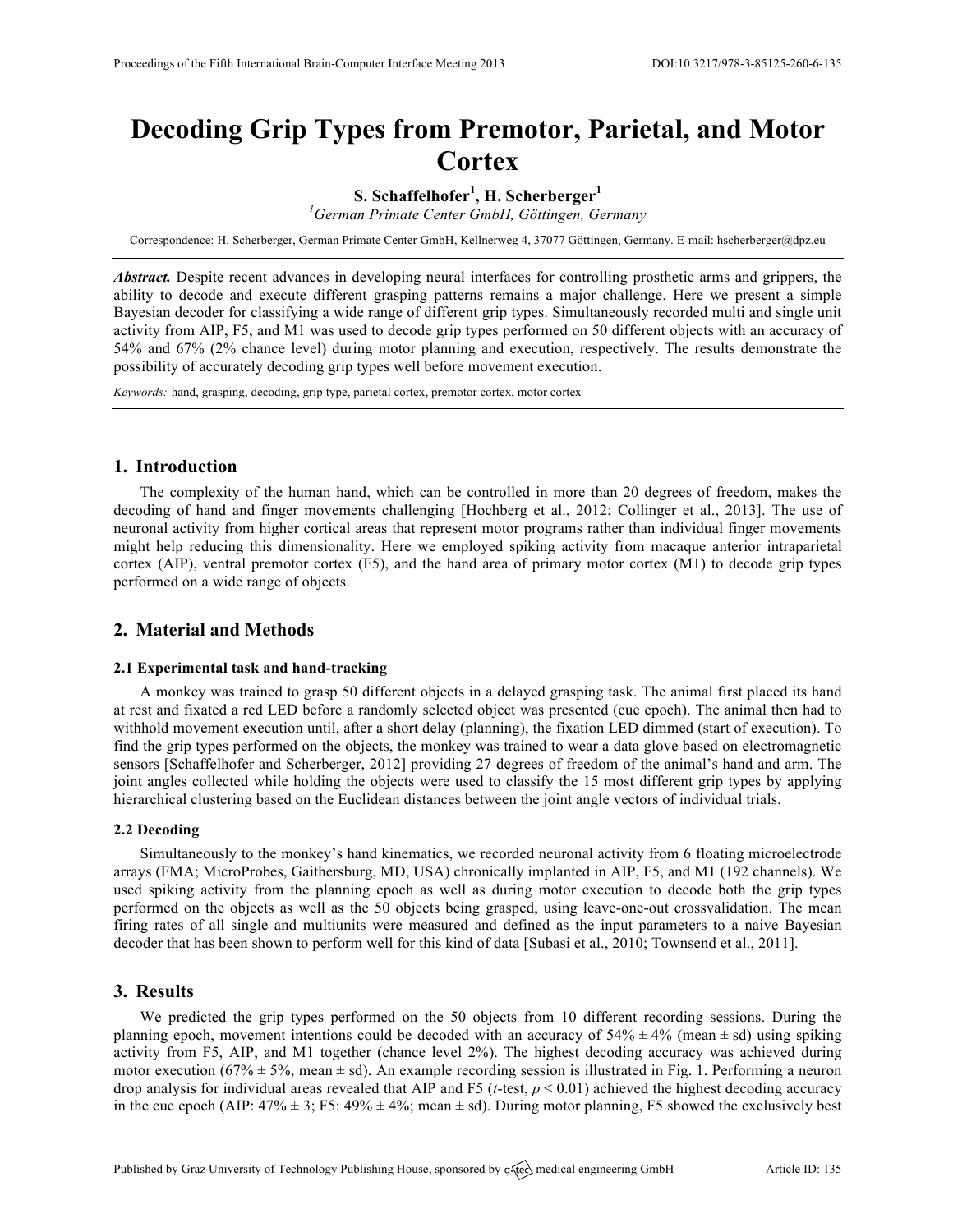# Decoding Grip Types from Premotor, Parietal, and Motor Cortex

**S. Schaffelhofer[1], H. Scherberger[1]**

[1]*German Primate Center GmbH, Göttingen, Germany*

Correspondence: H. Scherberger, German Primate Center GmbH, Kellnerweg 4, 37077 Göttingen, Germany. E-mail: hscherberger@dpz.eu

***Abstract.*** Despite recent advances in developing neural interfaces for controlling prosthetic arms and grippers, the ability to decode and execute different grasping patterns remains a major challenge. Here we present a simple Bayesian decoder for classifying a wide range of different grip types. Simultaneously recorded multi and single unit activity from AIP, F5, and M1 was used to decode grip types performed on 50 different objects with an accuracy of 54% and 67% (2% chance level) during motor planning and execution, respectively. The results demonstrate the possibility of accurately decoding grip types well before movement execution.

*Keywords:* hand, grasping, decoding, grip type, parietal cortex, premotor cortex, motor cortex

## 1. Introduction

The complexity of the human hand, which can be controlled in more than 20 degrees of freedom, makes the decoding of hand and finger movements challenging [Hochberg et al., 2012; Collinger et al., 2013]. The use of neuronal activity from higher cortical areas that represent motor programs rather than individual finger movements might help reducing this dimensionality. Here we employed spiking activity from macaque anterior intraparietal cortex (AIP), ventral premotor cortex (F5), and the hand area of primary motor cortex (M1) to decode grip types performed on a wide range of objects.

## 2. Material and Methods

### 2.1 Experimental task and hand-tracking

A monkey was trained to grasp 50 different objects in a delayed grasping task. The animal first placed its hand at rest and fixated a red LED before a randomly selected object was presented (cue epoch). The animal then had to withhold movement execution until, after a short delay (planning), the fixation LED dimmed (start of execution). To find the grip types performed on the objects, the monkey was trained to wear a data glove based on electromagnetic sensors [Schaffelhofer and Scherberger, 2012] providing 27 degrees of freedom of the animal's hand and arm. The joint angles collected while holding the objects were used to classify the 15 most different grip types by applying hierarchical clustering based on the Euclidean distances between the joint angle vectors of individual trials.

### 2.2 Decoding

Simultaneously to the monkey's hand kinematics, we recorded neuronal activity from 6 floating microelectrode arrays (FMA; MicroProbes, Gaithersburg, MD, USA) chronically implanted in AIP, F5, and M1 (192 channels). We used spiking activity from the planning epoch as well as during motor execution to decode both the grip types performed on the objects as well as the 50 objects being grasped, using leave-one-out crossvalidation. The mean firing rates of all single and multiunits were measured and defined as the input parameters to a naive Bayesian decoder that has been shown to perform well for this kind of data [Subasi et al., 2010; Townsend et al., 2011].

## 3. Results

We predicted the grip types performed on the 50 objects from 10 different recording sessions. During the planning epoch, movement intentions could be decoded with an accuracy of 54% ± 4% (mean ± sd) using spiking activity from F5, AIP, and M1 together (chance level 2%). The highest decoding accuracy was achieved during motor execution (67% ± 5%, mean ± sd). An example recording session is illustrated in Fig. 1. Performing a neuron drop analysis for individual areas revealed that AIP and F5 (*t*-test, $p < 0.01$) achieved the highest decoding accuracy in the cue epoch (AIP: 47% ± 3; F5: 49% ± 4%; mean ± sd). During motor planning, F5 showed the exclusively best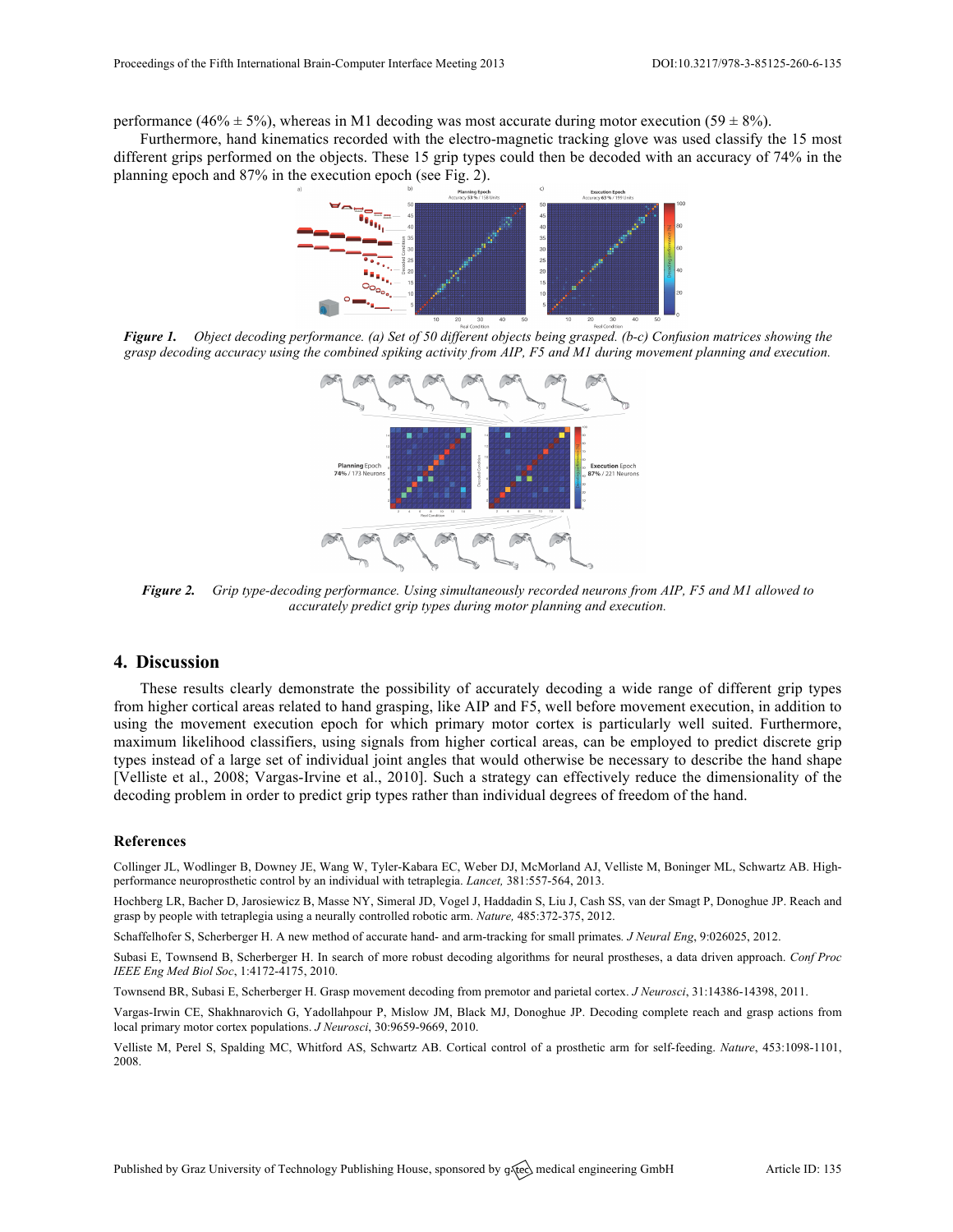performance (46% ± 5%), whereas in M1 decoding was most accurate during motor execution (59 ± 8%).

Furthermore, hand kinematics recorded with the electro-magnetic tracking glove was used classify the 15 most different grips performed on the objects. These 15 grip types could then be decoded with an accuracy of 74% in the planning epoch and 87% in the execution epoch (see Fig. 2).

a)

b)

Planning Epoch
Accuracy 53 % / 158 Units

c)

Execution Epoch
Accuracy 63 % / 199 Units

Decoded Condition

Real Condition

Decoding performance (%)

*Figure 1. Object decoding performance. (a) Set of 50 different objects being grasped. (b-c) Confusion matrices showing the grasp decoding accuracy using the combined spiking activity from AIP, F5 and M1 during movement planning and execution.*

Planning Epoch
74% / 173 Neurons

Execution Epoch
87% / 221 Neurons

Decoded Condition

Real Condition

*Figure 2. Grip type-decoding performance. Using simultaneously recorded neurons from AIP, F5 and M1 allowed to accurately predict grip types during motor planning and execution.*

## 4. Discussion

These results clearly demonstrate the possibility of accurately decoding a wide range of different grip types from higher cortical areas related to hand grasping, like AIP and F5, well before movement execution, in addition to using the movement execution epoch for which primary motor cortex is particularly well suited. Furthermore, maximum likelihood classifiers, using signals from higher cortical areas, can be employed to predict discrete grip types instead of a large set of individual joint angles that would otherwise be necessary to describe the hand shape [Velliste et al., 2008; Vargas-Irvine et al., 2010]. Such a strategy can effectively reduce the dimensionality of the decoding problem in order to predict grip types rather than individual degrees of freedom of the hand.

### References

Collinger JL, Wodlinger B, Downey JE, Wang W, Tyler-Kabara EC, Weber DJ, McMorland AJ, Velliste M, Boninger ML, Schwartz AB. High-performance neuroprosthetic control by an individual with tetraplegia. *Lancet,* 381:557-564, 2013.

Hochberg LR, Bacher D, Jarosiewicz B, Masse NY, Simeral JD, Vogel J, Haddadin S, Liu J, Cash SS, van der Smagt P, Donoghue JP. Reach and grasp by people with tetraplegia using a neurally controlled robotic arm. *Nature,* 485:372-375, 2012.

Schaffelhofer S, Scherberger H. A new method of accurate hand- and arm-tracking for small primates. *J Neural Eng*, 9:026025, 2012.

Subasi E, Townsend B, Scherberger H. In search of more robust decoding algorithms for neural prostheses, a data driven approach. *Conf Proc IEEE Eng Med Biol Soc*, 1:4172-4175, 2010.

Townsend BR, Subasi E, Scherberger H. Grasp movement decoding from premotor and parietal cortex. *J Neurosci*, 31:14386-14398, 2011.

Vargas-Irwin CE, Shakhnarovich G, Yadollahpour P, Mislow JM, Black MJ, Donoghue JP. Decoding complete reach and grasp actions from local primary motor cortex populations. *J Neurosci*, 30:9659-9669, 2010.

Velliste M, Perel S, Spalding MC, Whitford AS, Schwartz AB. Cortical control of a prosthetic arm for self-feeding. *Nature*, 453:1098-1101, 2008.